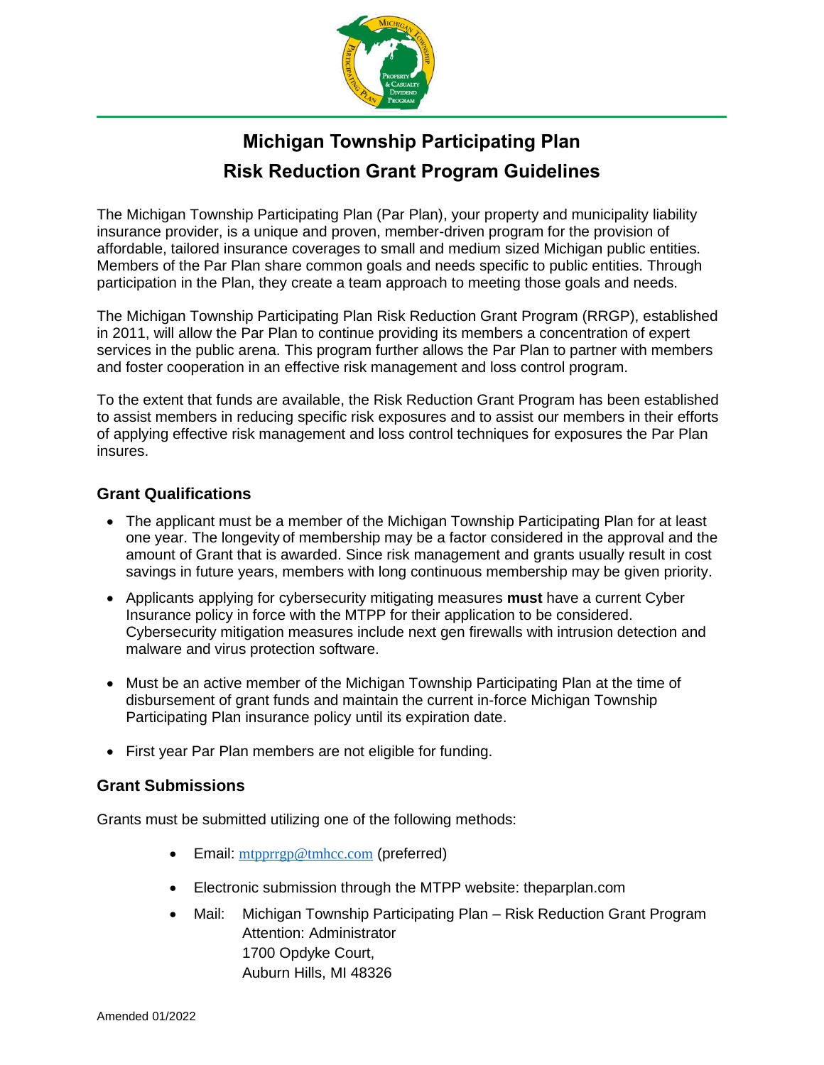# Michigan Township Participating Plan

# Risk Reduction Grant Program Guidelines

The Michigan Township Participating Plan (Par Plan), your property and municipality liability insurance provider, is a unique and proven, member-driven program for the provision of affordable, tailored insurance coverages to small and medium sized Michigan public entities. Members of the Par Plan share common goals and needs specific to public entities. Through participation in the Plan, they create a team approach to meeting those goals and needs.

The Michigan Township Participating Plan Risk Reduction Grant Program (RRGP), established in 2011, will allow the Par Plan to continue providing its members a concentration of expert services in the public arena. This program further allows the Par Plan to partner with members and foster cooperation in an effective risk management and loss control program.

To the extent that funds are available, the Risk Reduction Grant Program has been established to assist members in reducing specific risk exposures and to assist our members in their efforts of applying effective risk management and loss control techniques for exposures the Par Plan insures.

## Grant Qualifications

- The applicant must be a member of the Michigan Township Participating Plan for at least one year. The longevity of membership may be a factor considered in the approval and the amount of Grant that is awarded. Since risk management and grants usually result in cost savings in future years, members with long continuous membership may be given priority.
- Applicants applying for cybersecurity mitigating measures **must** have a current Cyber Insurance policy in force with the MTPP for their application to be considered. Cybersecurity mitigation measures include next gen firewalls with intrusion detection and malware and virus protection software.
- Must be an active member of the Michigan Township Participating Plan at the time of disbursement of grant funds and maintain the current in-force Michigan Township Participating Plan insurance policy until its expiration date.
- First year Par Plan members are not eligible for funding.

## Grant Submissions

Grants must be submitted utilizing one of the following methods:

- Email: mtpprrgp@tmhcc.com (preferred)
- Electronic submission through the MTPP website: theparplan.com
- Mail: Michigan Township Participating Plan – Risk Reduction Grant Program
  Attention: Administrator
  1700 Opdyke Court,
  Auburn Hills, MI 48326

Amended 01/2022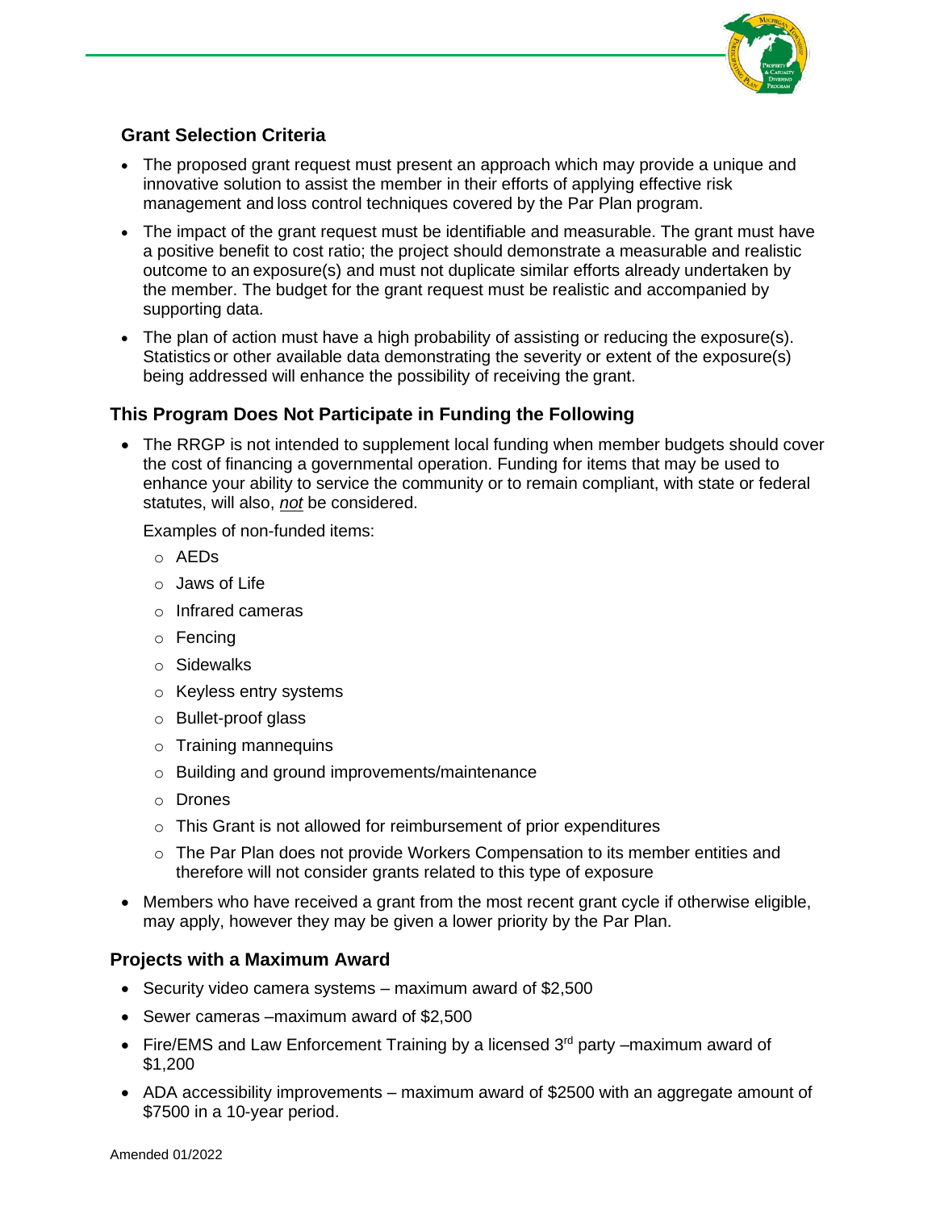## Grant Selection Criteria

- The proposed grant request must present an approach which may provide a unique and innovative solution to assist the member in their efforts of applying effective risk management and loss control techniques covered by the Par Plan program.
- The impact of the grant request must be identifiable and measurable. The grant must have a positive benefit to cost ratio; the project should demonstrate a measurable and realistic outcome to an exposure(s) and must not duplicate similar efforts already undertaken by the member. The budget for the grant request must be realistic and accompanied by supporting data.
- The plan of action must have a high probability of assisting or reducing the exposure(s). Statistics or other available data demonstrating the severity or extent of the exposure(s) being addressed will enhance the possibility of receiving the grant.

## This Program Does Not Participate in Funding the Following

- The RRGP is not intended to supplement local funding when member budgets should cover the cost of financing a governmental operation. Funding for items that may be used to enhance your ability to service the community or to remain compliant, with state or federal statutes, will also, ***not*** be considered.

  Examples of non-funded items:

  - AEDs
  - Jaws of Life
  - Infrared cameras
  - Fencing
  - Sidewalks
  - Keyless entry systems
  - Bullet-proof glass
  - Training mannequins
  - Building and ground improvements/maintenance
  - Drones
  - This Grant is not allowed for reimbursement of prior expenditures
  - The Par Plan does not provide Workers Compensation to its member entities and therefore will not consider grants related to this type of exposure

- Members who have received a grant from the most recent grant cycle if otherwise eligible, may apply, however they may be given a lower priority by the Par Plan.

## Projects with a Maximum Award

- Security video camera systems – maximum award of $2,500
- Sewer cameras –maximum award of $2,500
- Fire/EMS and Law Enforcement Training by a licensed 3rd party –maximum award of $1,200
- ADA accessibility improvements – maximum award of $2500 with an aggregate amount of $7500 in a 10-year period.

Amended 01/2022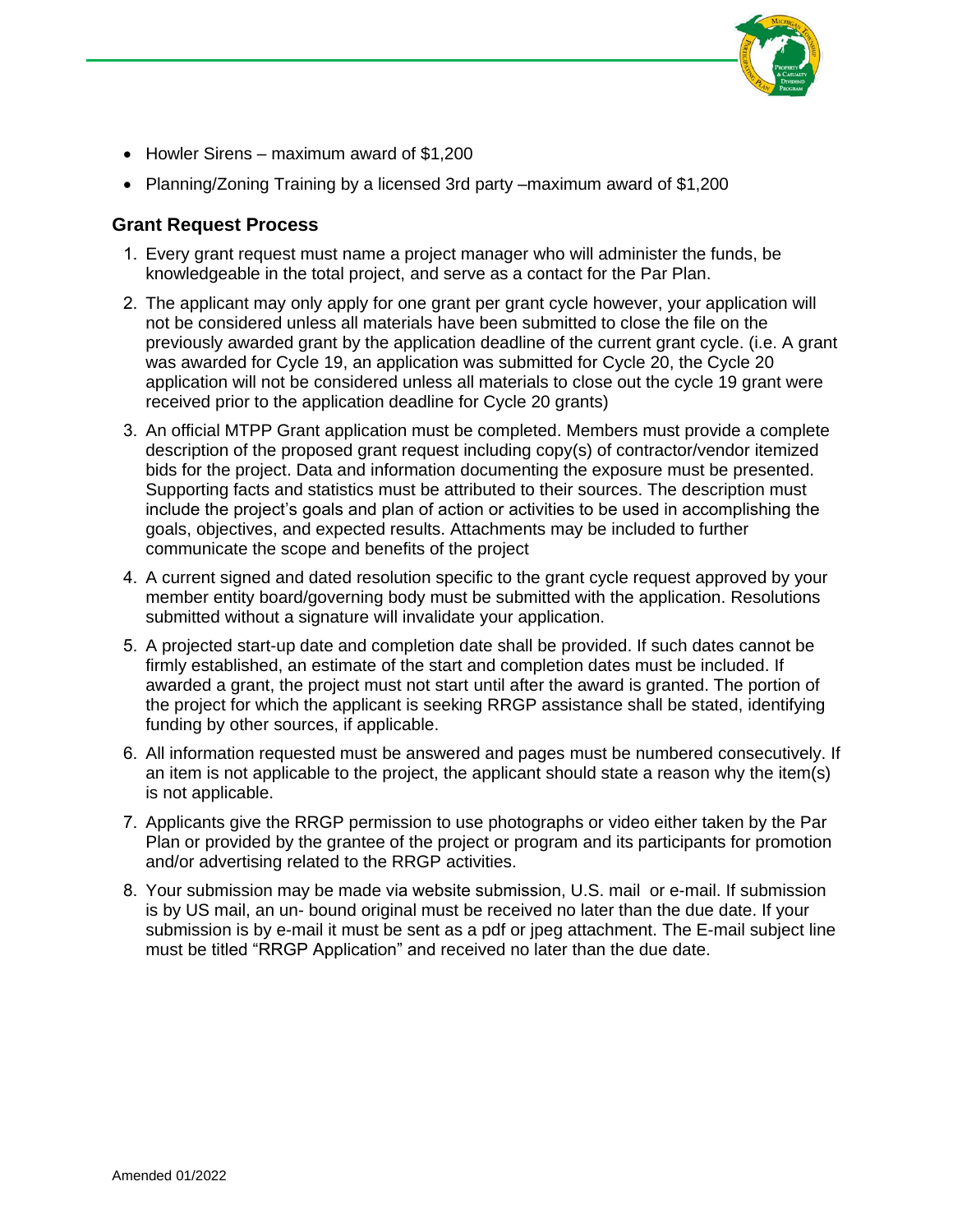- Howler Sirens – maximum award of $1,200
- Planning/Zoning Training by a licensed 3rd party –maximum award of $1,200

### Grant Request Process

1. Every grant request must name a project manager who will administer the funds, be knowledgeable in the total project, and serve as a contact for the Par Plan.
2. The applicant may only apply for one grant per grant cycle however, your application will not be considered unless all materials have been submitted to close the file on the previously awarded grant by the application deadline of the current grant cycle. (i.e. A grant was awarded for Cycle 19, an application was submitted for Cycle 20, the Cycle 20 application will not be considered unless all materials to close out the cycle 19 grant were received prior to the application deadline for Cycle 20 grants)
3. An official MTPP Grant application must be completed. Members must provide a complete description of the proposed grant request including copy(s) of contractor/vendor itemized bids for the project. Data and information documenting the exposure must be presented. Supporting facts and statistics must be attributed to their sources. The description must include the project's goals and plan of action or activities to be used in accomplishing the goals, objectives, and expected results. Attachments may be included to further communicate the scope and benefits of the project
4. A current signed and dated resolution specific to the grant cycle request approved by your member entity board/governing body must be submitted with the application. Resolutions submitted without a signature will invalidate your application.
5. A projected start-up date and completion date shall be provided. If such dates cannot be firmly established, an estimate of the start and completion dates must be included. If awarded a grant, the project must not start until after the award is granted. The portion of the project for which the applicant is seeking RRGP assistance shall be stated, identifying funding by other sources, if applicable.
6. All information requested must be answered and pages must be numbered consecutively. If an item is not applicable to the project, the applicant should state a reason why the item(s) is not applicable.
7. Applicants give the RRGP permission to use photographs or video either taken by the Par Plan or provided by the grantee of the project or program and its participants for promotion and/or advertising related to the RRGP activities.
8. Your submission may be made via website submission, U.S. mail or e-mail. If submission is by US mail, an un- bound original must be received no later than the due date. If your submission is by e-mail it must be sent as a pdf or jpeg attachment. The E-mail subject line must be titled "RRGP Application" and received no later than the due date.

Amended 01/2022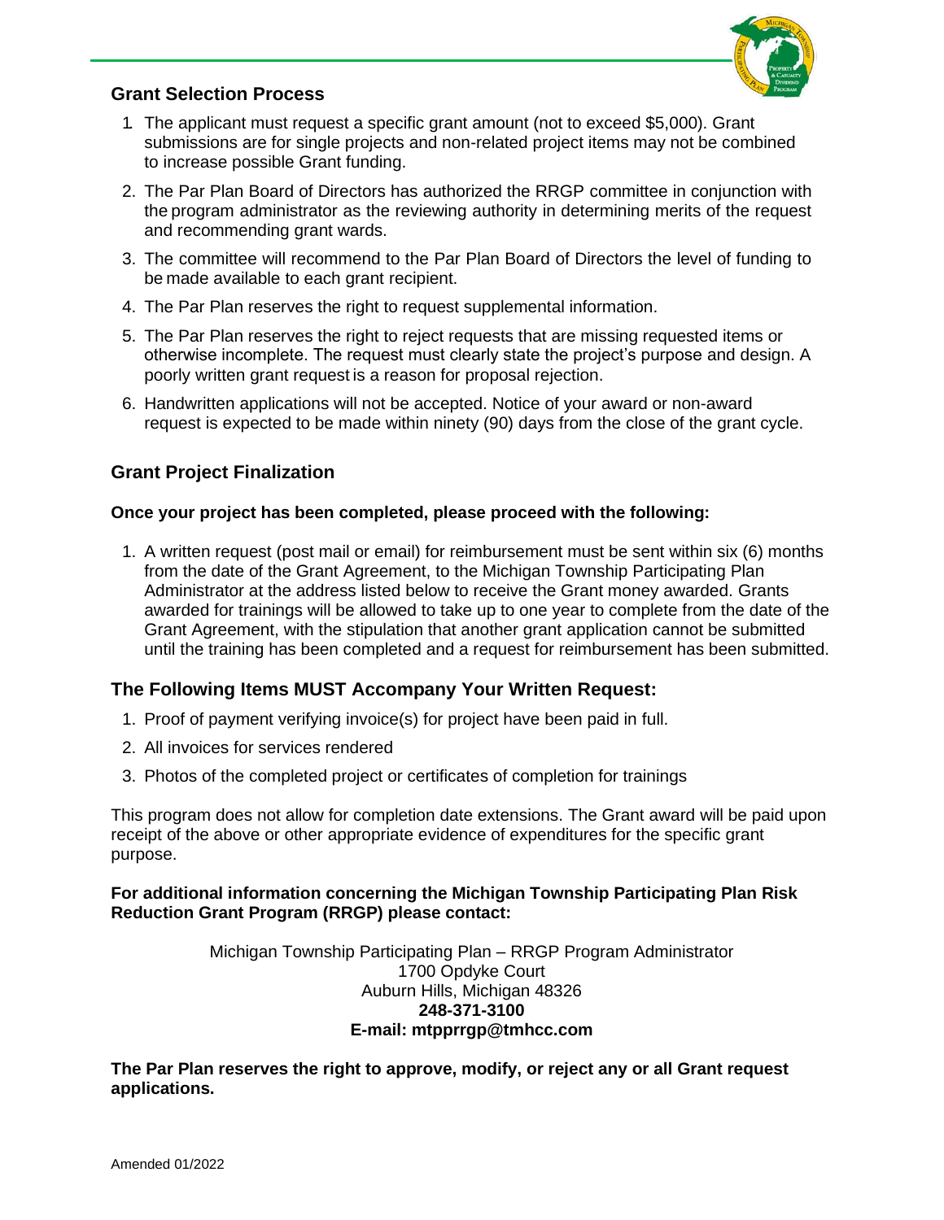## Grant Selection Process

1. The applicant must request a specific grant amount (not to exceed $5,000). Grant submissions are for single projects and non-related project items may not be combined to increase possible Grant funding.
2. The Par Plan Board of Directors has authorized the RRGP committee in conjunction with the program administrator as the reviewing authority in determining merits of the request and recommending grant wards.
3. The committee will recommend to the Par Plan Board of Directors the level of funding to be made available to each grant recipient.
4. The Par Plan reserves the right to request supplemental information.
5. The Par Plan reserves the right to reject requests that are missing requested items or otherwise incomplete. The request must clearly state the project's purpose and design. A poorly written grant request is a reason for proposal rejection.
6. Handwritten applications will not be accepted. Notice of your award or non-award request is expected to be made within ninety (90) days from the close of the grant cycle.

## Grant Project Finalization

**Once your project has been completed, please proceed with the following:**

1. A written request (post mail or email) for reimbursement must be sent within six (6) months from the date of the Grant Agreement, to the Michigan Township Participating Plan Administrator at the address listed below to receive the Grant money awarded. Grants awarded for trainings will be allowed to take up to one year to complete from the date of the Grant Agreement, with the stipulation that another grant application cannot be submitted until the training has been completed and a request for reimbursement has been submitted.

## The Following Items MUST Accompany Your Written Request:

1. Proof of payment verifying invoice(s) for project have been paid in full.
2. All invoices for services rendered
3. Photos of the completed project or certificates of completion for trainings

This program does not allow for completion date extensions. The Grant award will be paid upon receipt of the above or other appropriate evidence of expenditures for the specific grant purpose.

**For additional information concerning the Michigan Township Participating Plan Risk Reduction Grant Program (RRGP) please contact:**

Michigan Township Participating Plan – RRGP Program Administrator
1700 Opdyke Court
Auburn Hills, Michigan 48326
**248-371-3100**
**E-mail: mtpprrgp@tmhcc.com**

**The Par Plan reserves the right to approve, modify, or reject any or all Grant request applications.**

Amended 01/2022